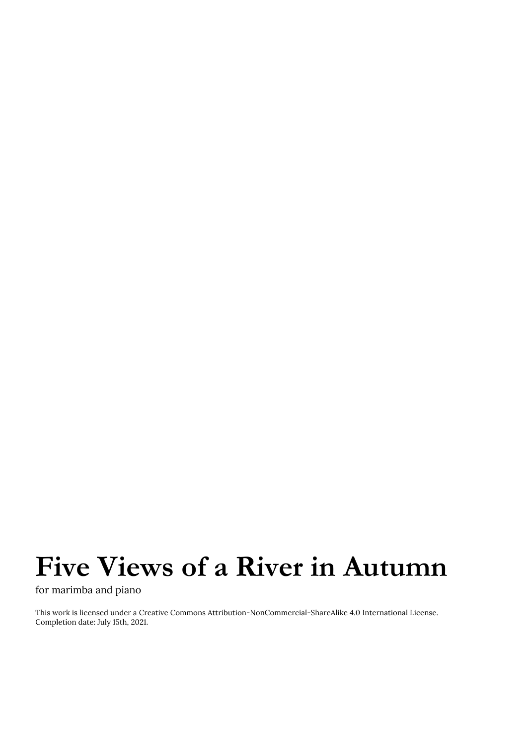# Five Views of a River in Autumn

for marimba and piano

This work is licensed under a Creative Commons Attribution-NonCommercial-ShareAlike 4.0 International License.
Completion date: July 15th, 2021.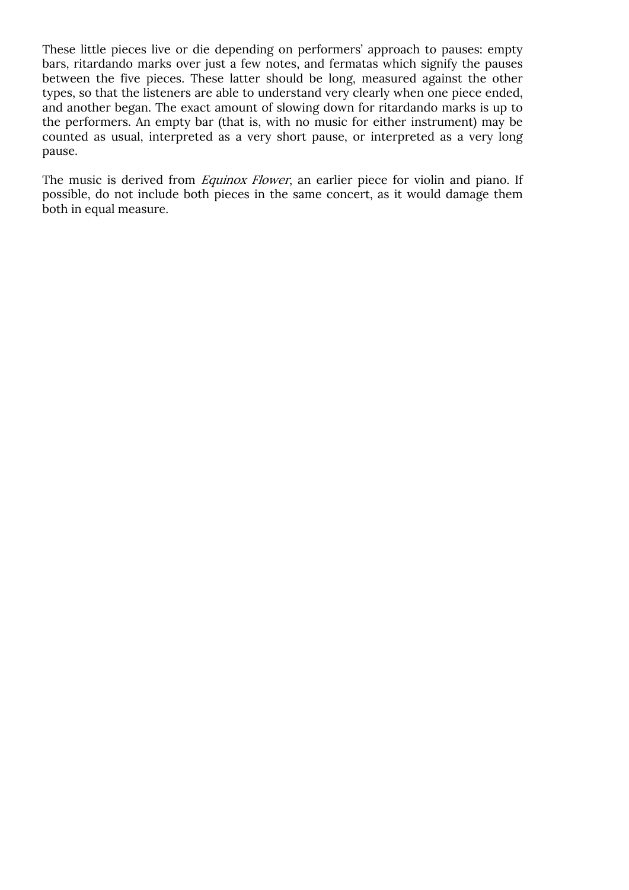These little pieces live or die depending on performers' approach to pauses: empty bars, ritardando marks over just a few notes, and fermatas which signify the pauses between the five pieces. These latter should be long, measured against the other types, so that the listeners are able to understand very clearly when one piece ended, and another began. The exact amount of slowing down for ritardando marks is up to the performers. An empty bar (that is, with no music for either instrument) may be counted as usual, interpreted as a very short pause, or interpreted as a very long pause.

The music is derived from *Equinox Flower*, an earlier piece for violin and piano. If possible, do not include both pieces in the same concert, as it would damage them both in equal measure.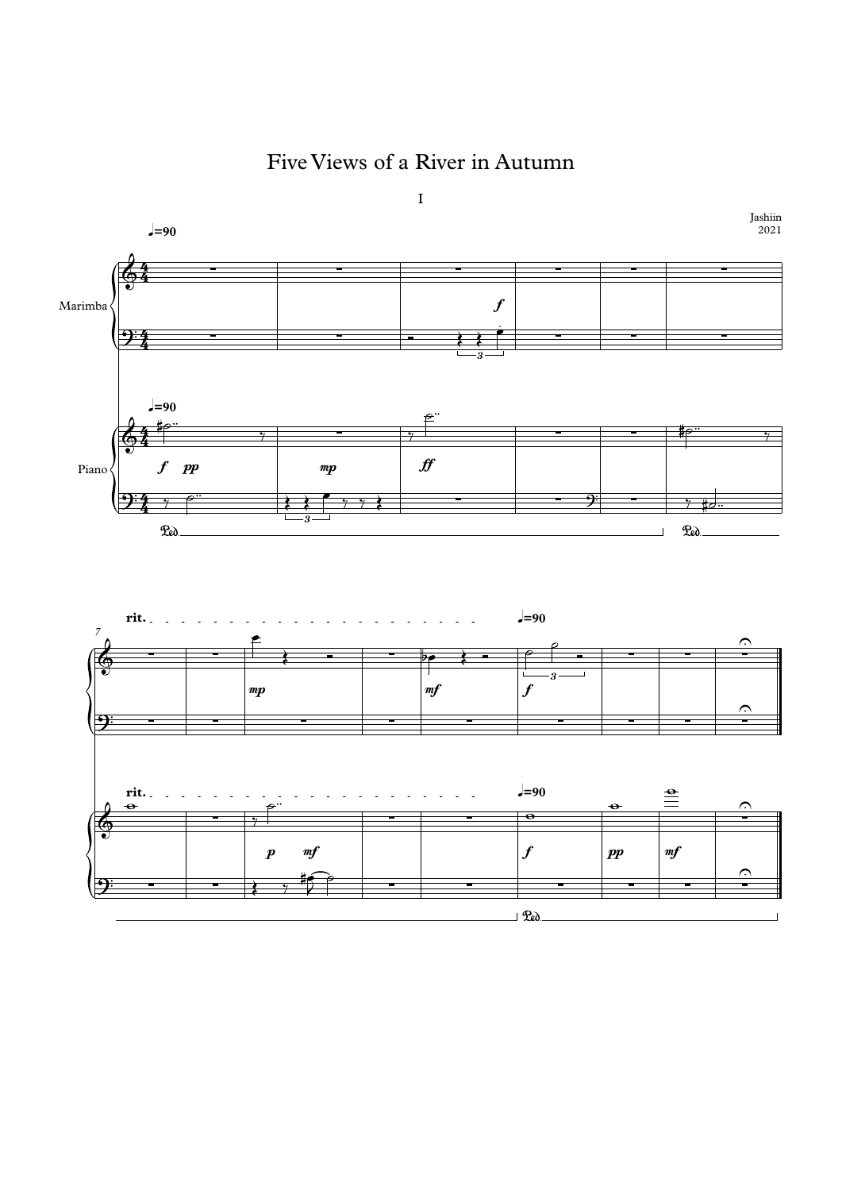# Five Views of a River in Autumn

## I

Jashiin
2021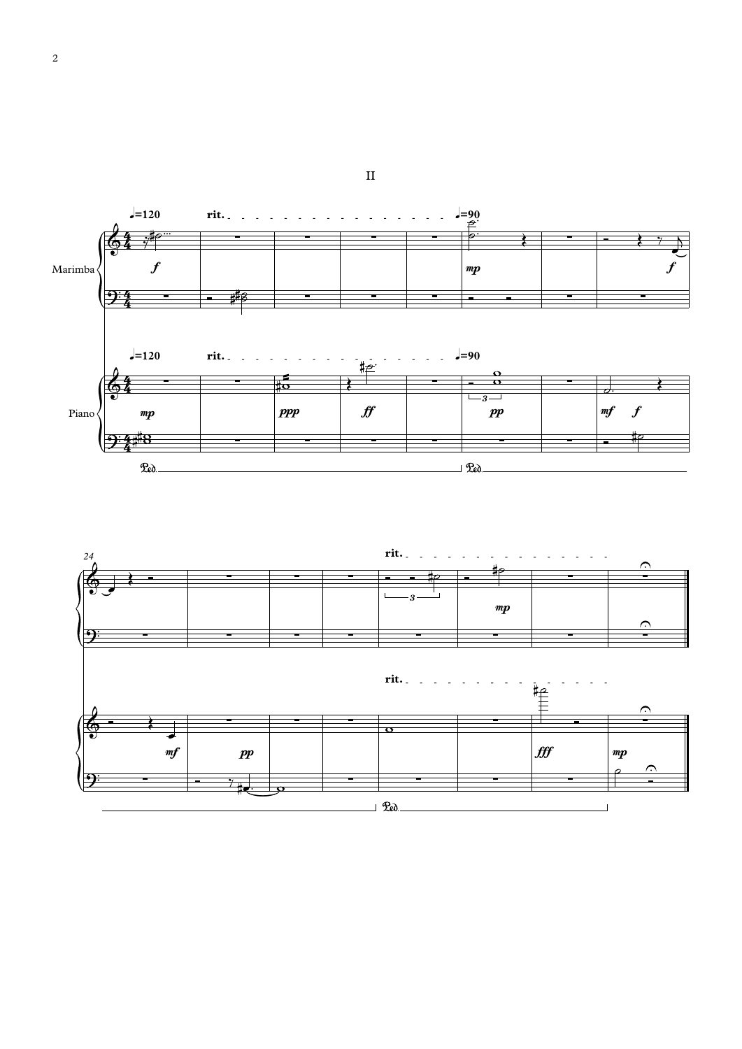# II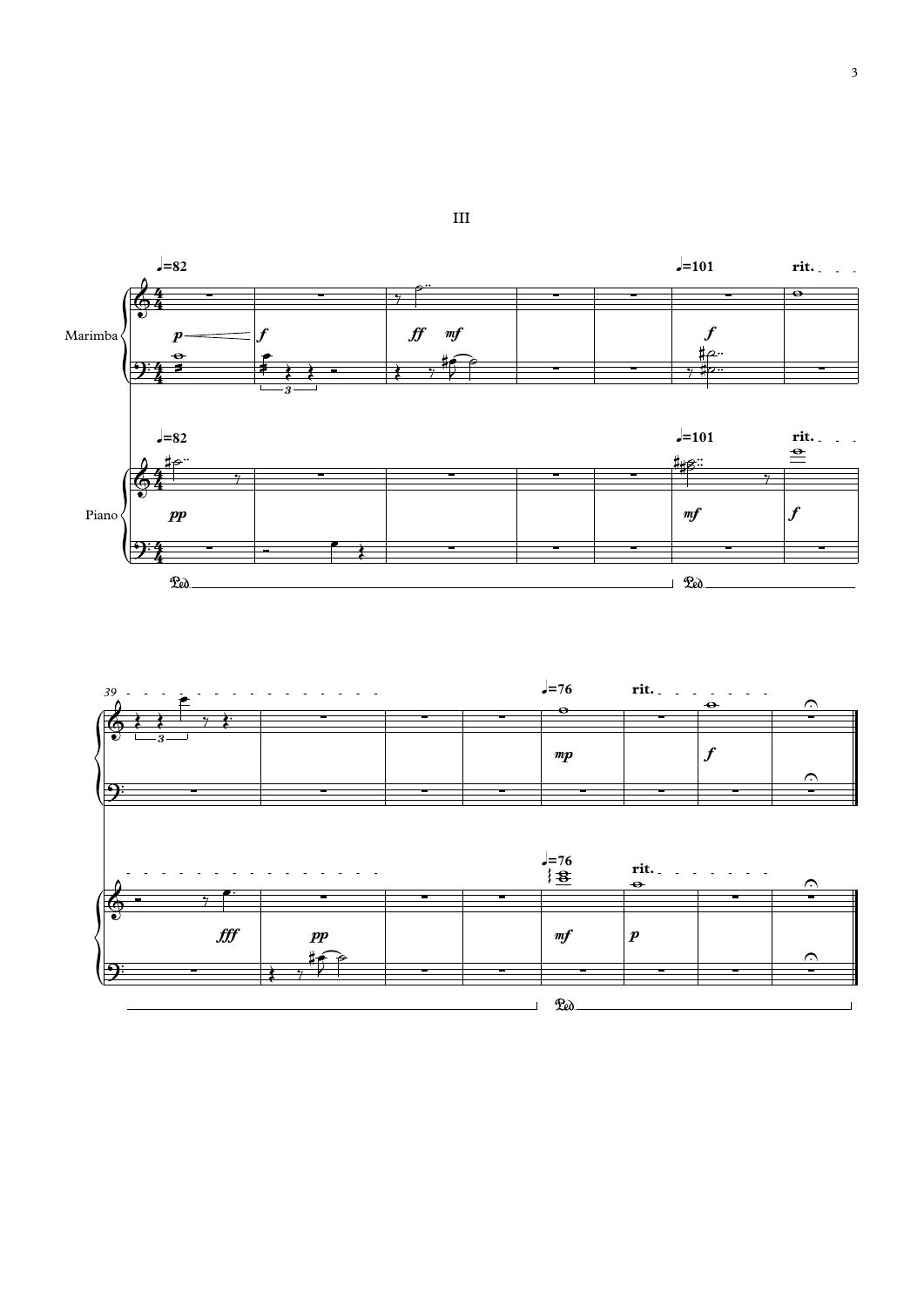# III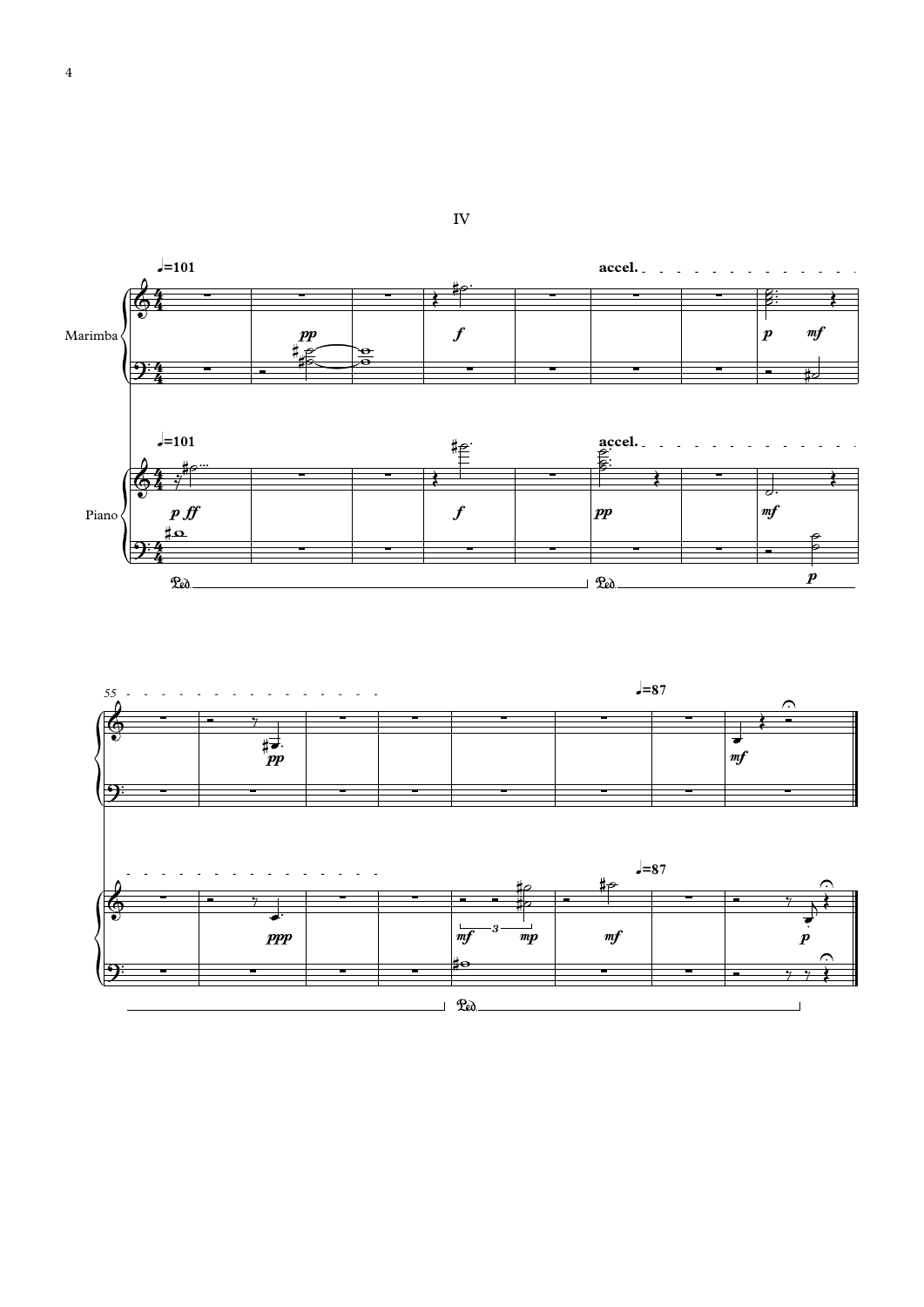# IV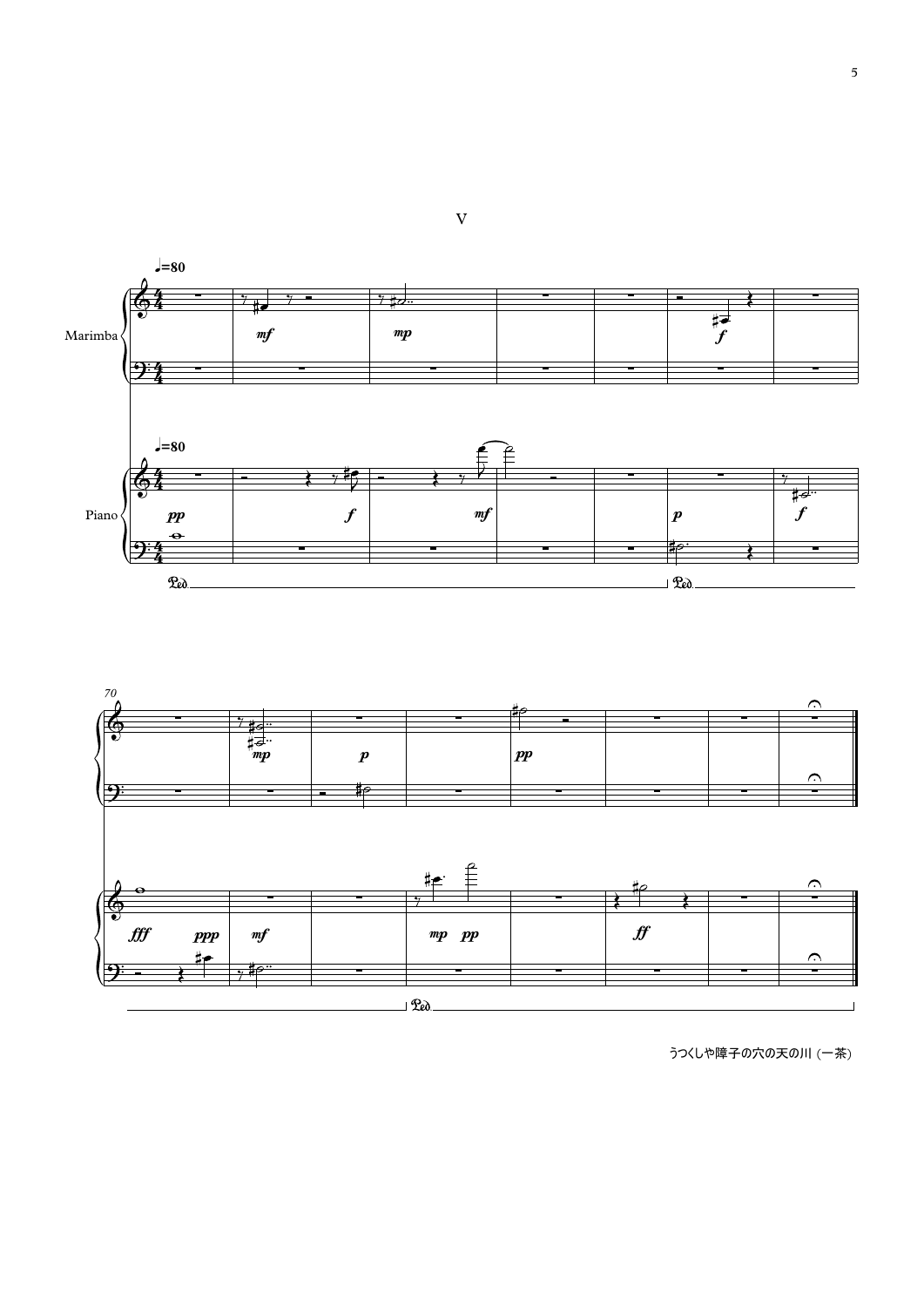# V

うつくしや障子の穴の天の川 (一茶)